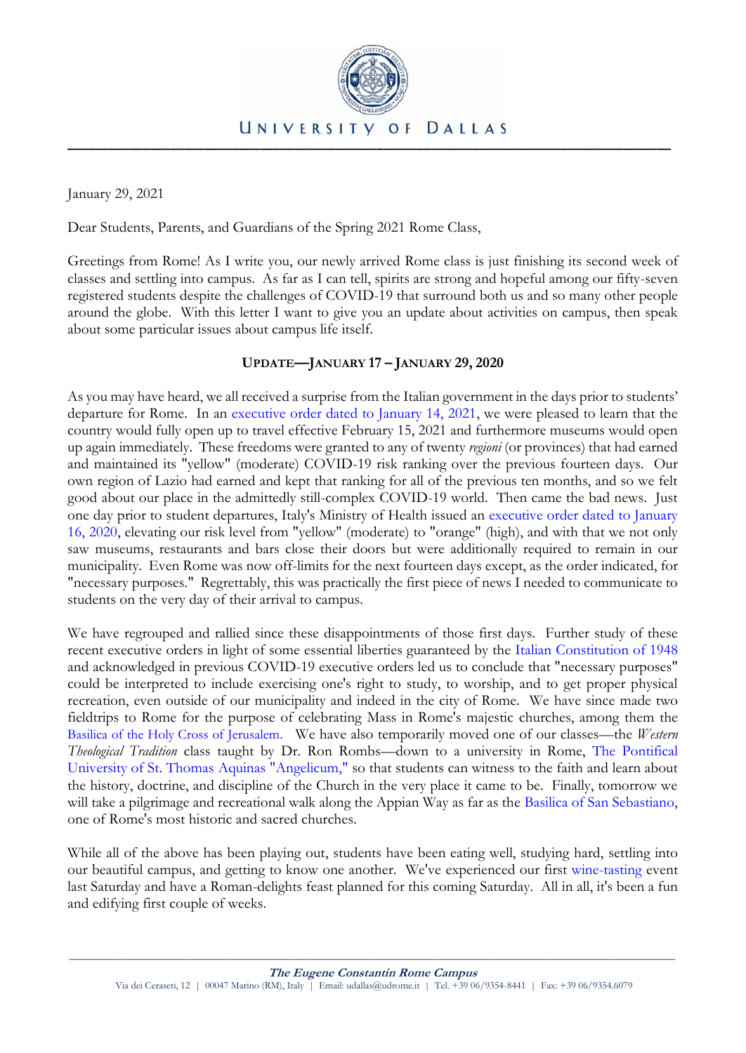UNIVERSITY OF DALLAS

January 29, 2021

Dear Students, Parents, and Guardians of the Spring 2021 Rome Class,

Greetings from Rome! As I write you, our newly arrived Rome class is just finishing its second week of classes and settling into campus. As far as I can tell, spirits are strong and hopeful among our fifty-seven registered students despite the challenges of COVID-19 that surround both us and so many other people around the globe. With this letter I want to give you an update about activities on campus, then speak about some particular issues about campus life itself.

**UPDATE—JANUARY 17 – JANUARY 29, 2020**

As you may have heard, we all received a surprise from the Italian government in the days prior to students' departure for Rome. In an executive order dated to January 14, 2021, we were pleased to learn that the country would fully open up to travel effective February 15, 2021 and furthermore museums would open up again immediately. These freedoms were granted to any of twenty *regioni* (or provinces) that had earned and maintained its "yellow" (moderate) COVID-19 risk ranking over the previous fourteen days. Our own region of Lazio had earned and kept that ranking for all of the previous ten months, and so we felt good about our place in the admittedly still-complex COVID-19 world. Then came the bad news. Just one day prior to student departures, Italy's Ministry of Health issued an executive order dated to January 16, 2020, elevating our risk level from "yellow" (moderate) to "orange" (high), and with that we not only saw museums, restaurants and bars close their doors but were additionally required to remain in our municipality. Even Rome was now off-limits for the next fourteen days except, as the order indicated, for "necessary purposes." Regrettably, this was practically the first piece of news I needed to communicate to students on the very day of their arrival to campus.

We have regrouped and rallied since these disappointments of those first days. Further study of these recent executive orders in light of some essential liberties guaranteed by the Italian Constitution of 1948 and acknowledged in previous COVID-19 executive orders led us to conclude that "necessary purposes" could be interpreted to include exercising one's right to study, to worship, and to get proper physical recreation, even outside of our municipality and indeed in the city of Rome. We have since made two fieldtrips to Rome for the purpose of celebrating Mass in Rome's majestic churches, among them the Basilica of the Holy Cross of Jerusalem. We have also temporarily moved one of our classes—the *Western Theological Tradition* class taught by Dr. Ron Rombs—down to a university in Rome, The Pontifical University of St. Thomas Aquinas "Angelicum," so that students can witness to the faith and learn about the history, doctrine, and discipline of the Church in the very place it came to be. Finally, tomorrow we will take a pilgrimage and recreational walk along the Appian Way as far as the Basilica of San Sebastiano, one of Rome's most historic and sacred churches.

While all of the above has been playing out, students have been eating well, studying hard, settling into our beautiful campus, and getting to know one another. We've experienced our first wine-tasting event last Saturday and have a Roman-delights feast planned for this coming Saturday. All in all, it's been a fun and edifying first couple of weeks.

***The Eugene Constantin Rome Campus***
Via dei Ceraseti, 12 | 00047 Marino (RM), Italy | Email: udallas@udrome.it | Tel. +39 06/9354-8441 | Fax: +39 06/9354.6079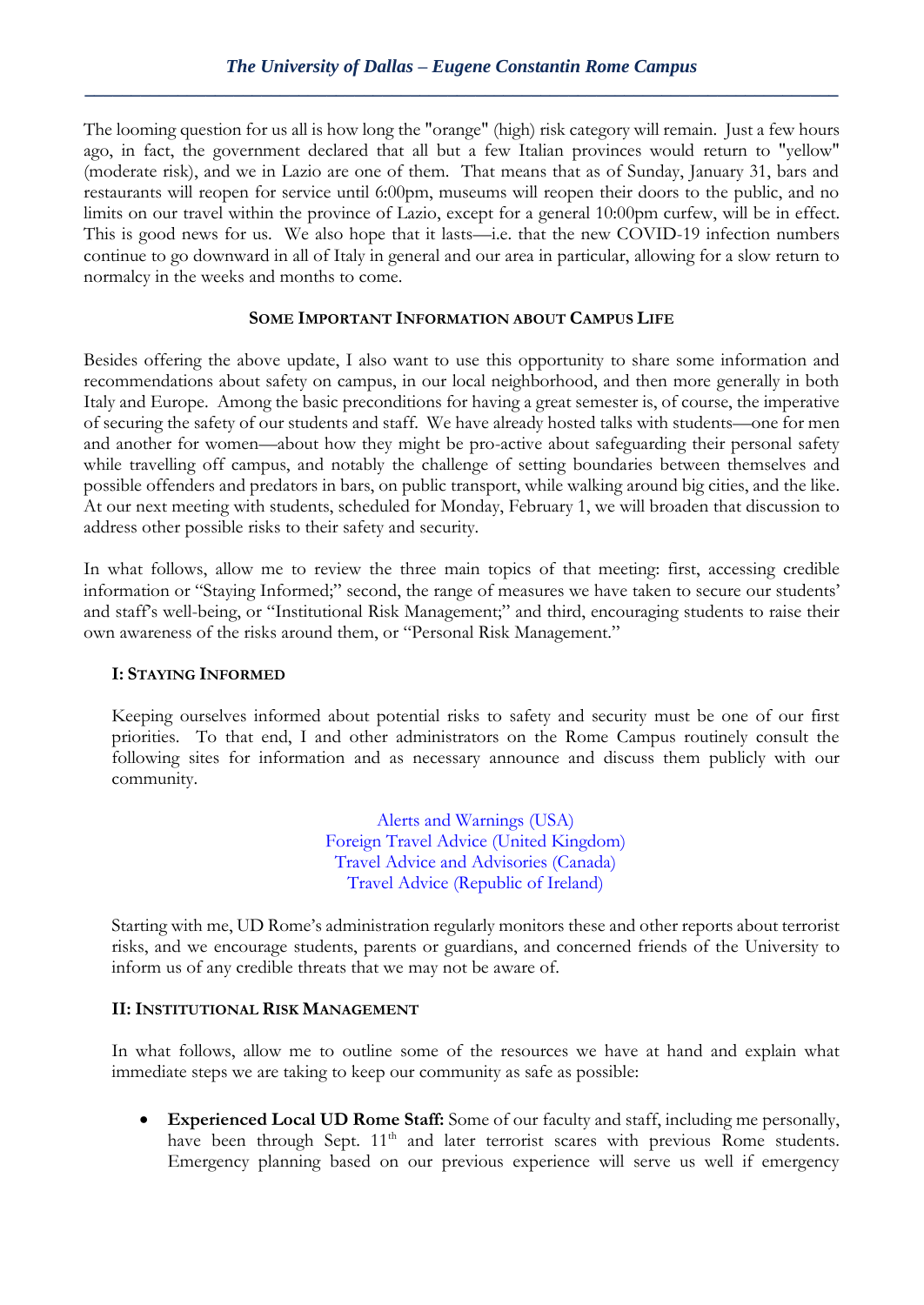The looming question for us all is how long the "orange" (high) risk category will remain. Just a few hours ago, in fact, the government declared that all but a few Italian provinces would return to "yellow" (moderate risk), and we in Lazio are one of them. That means that as of Sunday, January 31, bars and restaurants will reopen for service until 6:00pm, museums will reopen their doors to the public, and no limits on our travel within the province of Lazio, except for a general 10:00pm curfew, will be in effect. This is good news for us. We also hope that it lasts—i.e. that the new COVID-19 infection numbers continue to go downward in all of Italy in general and our area in particular, allowing for a slow return to normalcy in the weeks and months to come.

## Some Important Information about Campus Life

Besides offering the above update, I also want to use this opportunity to share some information and recommendations about safety on campus, in our local neighborhood, and then more generally in both Italy and Europe. Among the basic preconditions for having a great semester is, of course, the imperative of securing the safety of our students and staff. We have already hosted talks with students—one for men and another for women—about how they might be pro-active about safeguarding their personal safety while travelling off campus, and notably the challenge of setting boundaries between themselves and possible offenders and predators in bars, on public transport, while walking around big cities, and the like. At our next meeting with students, scheduled for Monday, February 1, we will broaden that discussion to address other possible risks to their safety and security.

In what follows, allow me to review the three main topics of that meeting: first, accessing credible information or "Staying Informed;" second, the range of measures we have taken to secure our students' and staff's well-being, or "Institutional Risk Management;" and third, encouraging students to raise their own awareness of the risks around them, or "Personal Risk Management."

### I: Staying Informed

Keeping ourselves informed about potential risks to safety and security must be one of our first priorities. To that end, I and other administrators on the Rome Campus routinely consult the following sites for information and as necessary announce and discuss them publicly with our community.

Alerts and Warnings (USA)
Foreign Travel Advice (United Kingdom)
Travel Advice and Advisories (Canada)
Travel Advice (Republic of Ireland)

Starting with me, UD Rome's administration regularly monitors these and other reports about terrorist risks, and we encourage students, parents or guardians, and concerned friends of the University to inform us of any credible threats that we may not be aware of.

### II: Institutional Risk Management

In what follows, allow me to outline some of the resources we have at hand and explain what immediate steps we are taking to keep our community as safe as possible:

- **Experienced Local UD Rome Staff:** Some of our faculty and staff, including me personally, have been through Sept. 11th and later terrorist scares with previous Rome students. Emergency planning based on our previous experience will serve us well if emergency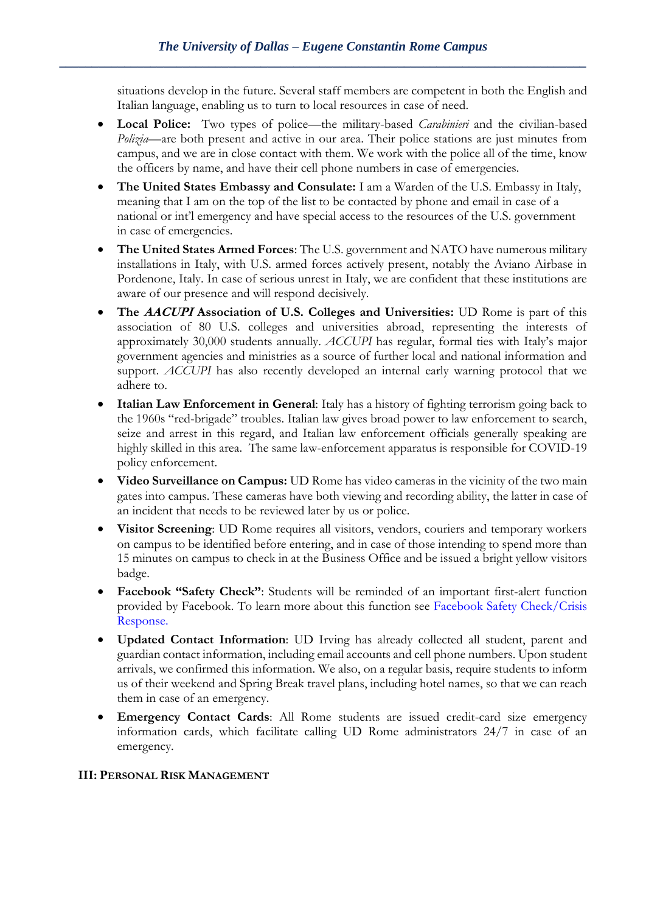situations develop in the future. Several staff members are competent in both the English and Italian language, enabling us to turn to local resources in case of need.

- **Local Police:** Two types of police—the military-based *Carabinieri* and the civilian-based *Polizia*—are both present and active in our area. Their police stations are just minutes from campus, and we are in close contact with them. We work with the police all of the time, know the officers by name, and have their cell phone numbers in case of emergencies.
- **The United States Embassy and Consulate:** I am a Warden of the U.S. Embassy in Italy, meaning that I am on the top of the list to be contacted by phone and email in case of a national or int'l emergency and have special access to the resources of the U.S. government in case of emergencies.
- **The United States Armed Forces**: The U.S. government and NATO have numerous military installations in Italy, with U.S. armed forces actively present, notably the Aviano Airbase in Pordenone, Italy. In case of serious unrest in Italy, we are confident that these institutions are aware of our presence and will respond decisively.
- **The *AACUPI* Association of U.S. Colleges and Universities:** UD Rome is part of this association of 80 U.S. colleges and universities abroad, representing the interests of approximately 30,000 students annually. *ACCUPI* has regular, formal ties with Italy's major government agencies and ministries as a source of further local and national information and support. *ACCUPI* has also recently developed an internal early warning protocol that we adhere to.
- **Italian Law Enforcement in General**: Italy has a history of fighting terrorism going back to the 1960s "red-brigade" troubles. Italian law gives broad power to law enforcement to search, seize and arrest in this regard, and Italian law enforcement officials generally speaking are highly skilled in this area. The same law-enforcement apparatus is responsible for COVID-19 policy enforcement.
- **Video Surveillance on Campus:** UD Rome has video cameras in the vicinity of the two main gates into campus. These cameras have both viewing and recording ability, the latter in case of an incident that needs to be reviewed later by us or police.
- **Visitor Screening**: UD Rome requires all visitors, vendors, couriers and temporary workers on campus to be identified before entering, and in case of those intending to spend more than 15 minutes on campus to check in at the Business Office and be issued a bright yellow visitors badge.
- **Facebook "Safety Check"**: Students will be reminded of an important first-alert function provided by Facebook. To learn more about this function see Facebook Safety Check/Crisis Response.
- **Updated Contact Information**: UD Irving has already collected all student, parent and guardian contact information, including email accounts and cell phone numbers. Upon student arrivals, we confirmed this information. We also, on a regular basis, require students to inform us of their weekend and Spring Break travel plans, including hotel names, so that we can reach them in case of an emergency.
- **Emergency Contact Cards**: All Rome students are issued credit-card size emergency information cards, which facilitate calling UD Rome administrators 24/7 in case of an emergency.

## III: PERSONAL RISK MANAGEMENT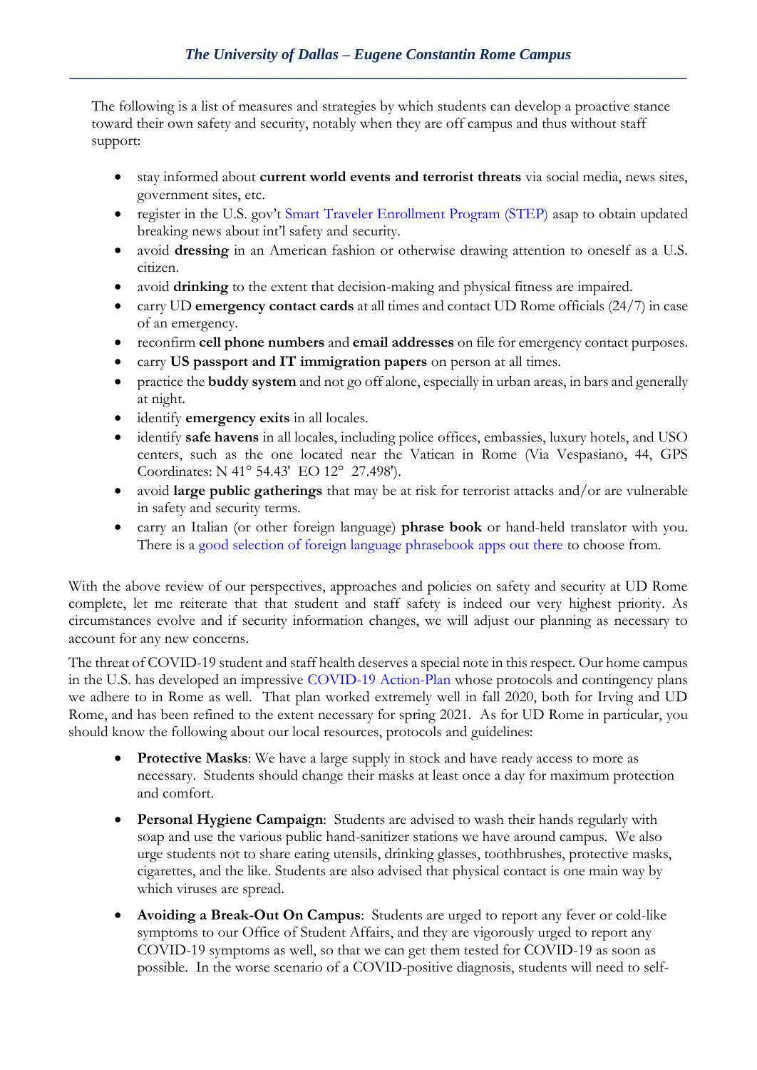The following is a list of measures and strategies by which students can develop a proactive stance toward their own safety and security, notably when they are off campus and thus without staff support:

- stay informed about **current world events and terrorist threats** via social media, news sites, government sites, etc.
- register in the U.S. gov't Smart Traveler Enrollment Program (STEP) asap to obtain updated breaking news about int'l safety and security.
- avoid **dressing** in an American fashion or otherwise drawing attention to oneself as a U.S. citizen.
- avoid **drinking** to the extent that decision-making and physical fitness are impaired.
- carry UD **emergency contact cards** at all times and contact UD Rome officials (24/7) in case of an emergency.
- reconfirm **cell phone numbers** and **email addresses** on file for emergency contact purposes.
- carry **US passport and IT immigration papers** on person at all times.
- practice the **buddy system** and not go off alone, especially in urban areas, in bars and generally at night.
- identify **emergency exits** in all locales.
- identify **safe havens** in all locales, including police offices, embassies, luxury hotels, and USO centers, such as the one located near the Vatican in Rome (Via Vespasiano, 44, GPS Coordinates: N 41° 54.43' EO 12° 27.498').
- avoid **large public gatherings** that may be at risk for terrorist attacks and/or are vulnerable in safety and security terms.
- carry an Italian (or other foreign language) **phrase book** or hand-held translator with you. There is a good selection of foreign language phrasebook apps out there to choose from.

With the above review of our perspectives, approaches and policies on safety and security at UD Rome complete, let me reiterate that that student and staff safety is indeed our very highest priority. As circumstances evolve and if security information changes, we will adjust our planning as necessary to account for any new concerns.

The threat of COVID-19 student and staff health deserves a special note in this respect. Our home campus in the U.S. has developed an impressive COVID-19 Action-Plan whose protocols and contingency plans we adhere to in Rome as well. That plan worked extremely well in fall 2020, both for Irving and UD Rome, and has been refined to the extent necessary for spring 2021. As for UD Rome in particular, you should know the following about our local resources, protocols and guidelines:

- **Protective Masks**: We have a large supply in stock and have ready access to more as necessary. Students should change their masks at least once a day for maximum protection and comfort.

- **Personal Hygiene Campaign**: Students are advised to wash their hands regularly with soap and use the various public hand-sanitizer stations we have around campus. We also urge students not to share eating utensils, drinking glasses, toothbrushes, protective masks, cigarettes, and the like. Students are also advised that physical contact is one main way by which viruses are spread.

- **Avoiding a Break-Out On Campus**: Students are urged to report any fever or cold-like symptoms to our Office of Student Affairs, and they are vigorously urged to report any COVID-19 symptoms as well, so that we can get them tested for COVID-19 as soon as possible. In the worse scenario of a COVID-positive diagnosis, students will need to self-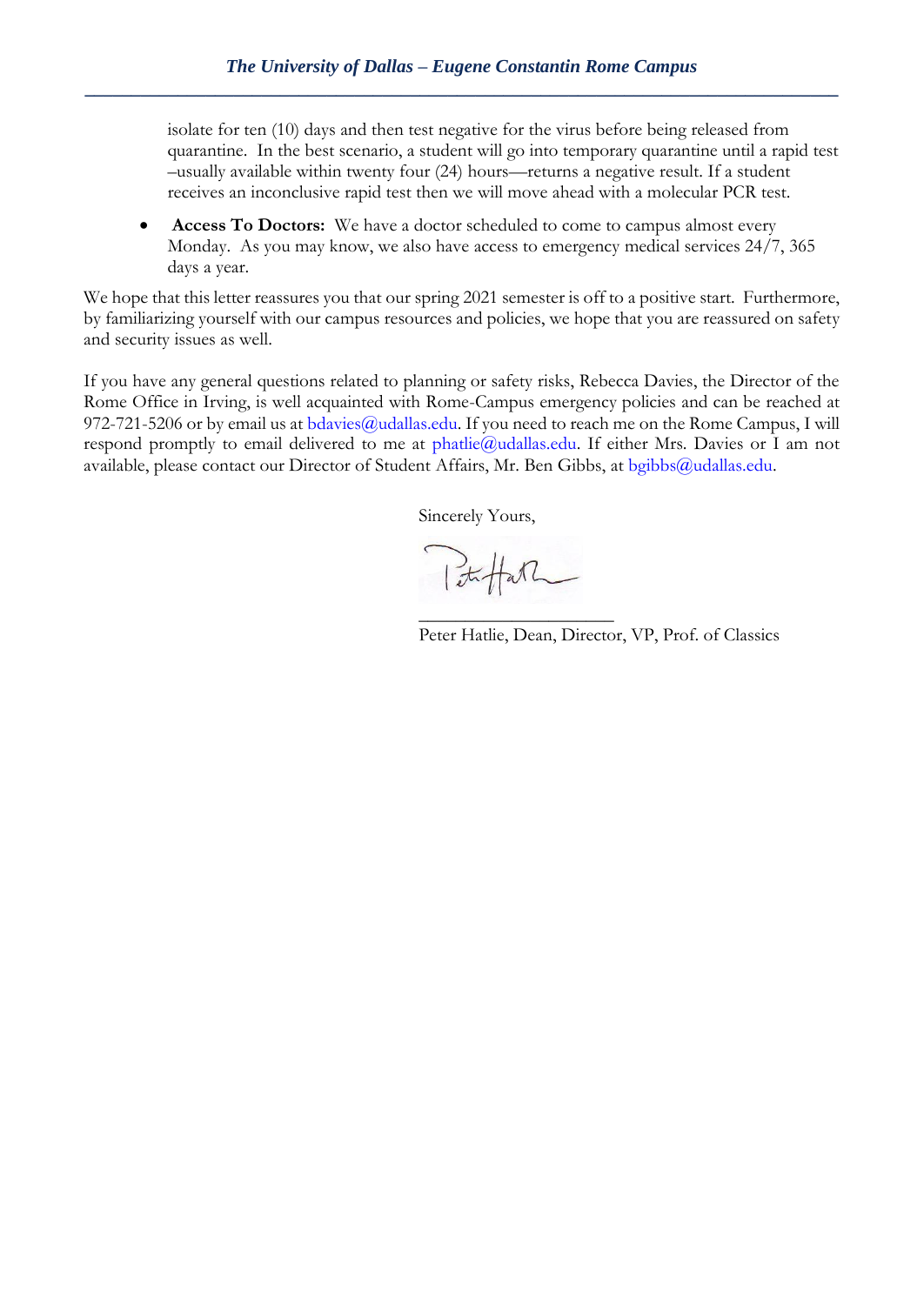isolate for ten (10) days and then test negative for the virus before being released from quarantine. In the best scenario, a student will go into temporary quarantine until a rapid test –usually available within twenty four (24) hours—returns a negative result. If a student receives an inconclusive rapid test then we will move ahead with a molecular PCR test.

- **Access To Doctors:** We have a doctor scheduled to come to campus almost every Monday. As you may know, we also have access to emergency medical services 24/7, 365 days a year.

We hope that this letter reassures you that our spring 2021 semester is off to a positive start. Furthermore, by familiarizing yourself with our campus resources and policies, we hope that you are reassured on safety and security issues as well.

If you have any general questions related to planning or safety risks, Rebecca Davies, the Director of the Rome Office in Irving, is well acquainted with Rome-Campus emergency policies and can be reached at 972-721-5206 or by email us at bdavies@udallas.edu. If you need to reach me on the Rome Campus, I will respond promptly to email delivered to me at phatlie@udallas.edu. If either Mrs. Davies or I am not available, please contact our Director of Student Affairs, Mr. Ben Gibbs, at bgibbs@udallas.edu.

Sincerely Yours,

Peter Hatlie, Dean, Director, VP, Prof. of Classics